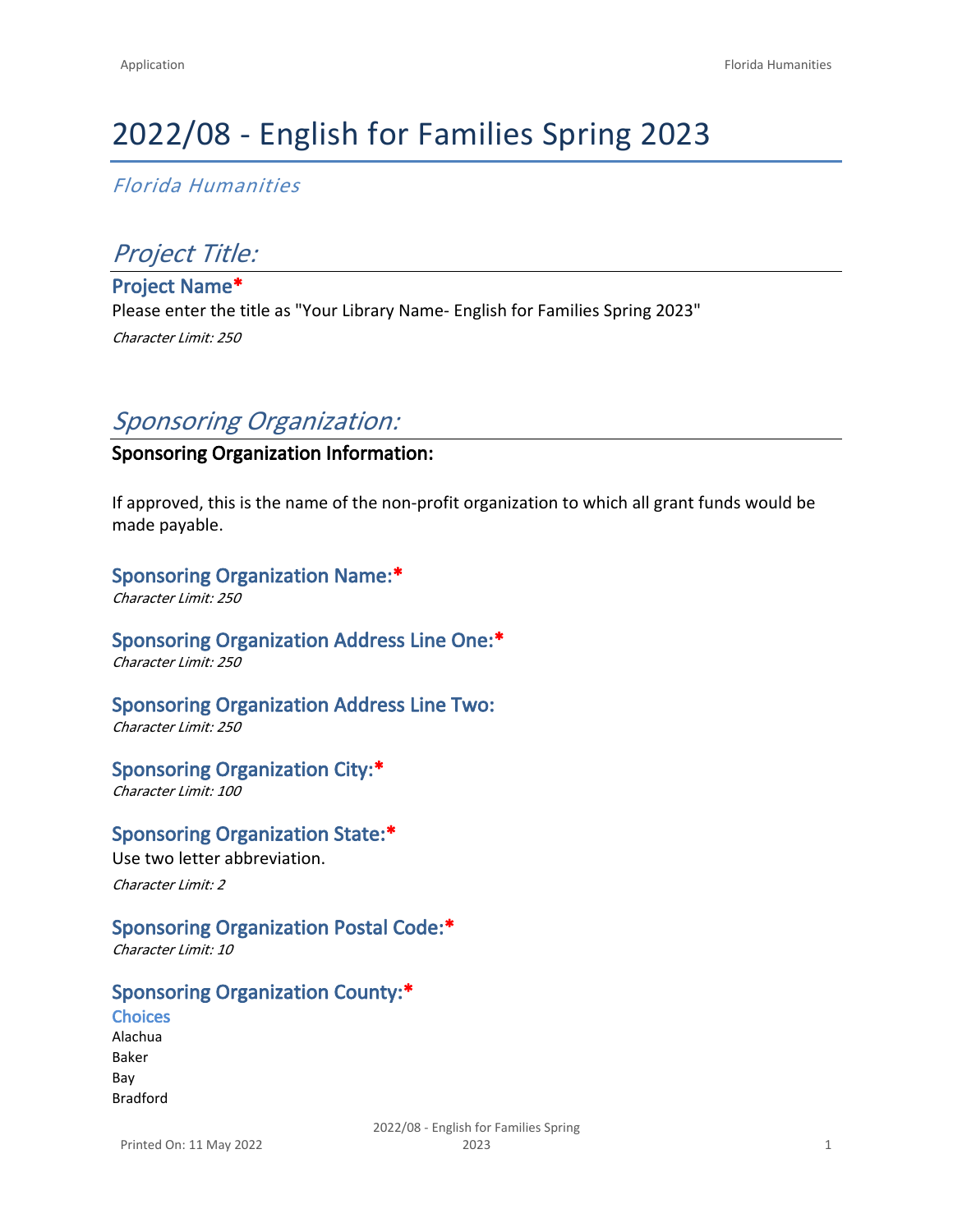# 2022/08 - English for Families Spring 2023

*Florida Humanities*

## *Project Title:*

### Project Name*

Please enter the title as "Your Library Name- English for Families Spring 2023"

*Character Limit: 250*

## *Sponsoring Organization:*

**Sponsoring Organization Information:**

If approved, this is the name of the non-profit organization to which all grant funds would be made payable.

### Sponsoring Organization Name:*

*Character Limit: 250*

### Sponsoring Organization Address Line One:*

*Character Limit: 250*

### Sponsoring Organization Address Line Two:

*Character Limit: 250*

### Sponsoring Organization City:*

*Character Limit: 100*

### Sponsoring Organization State:*

Use two letter abbreviation.

*Character Limit: 2*

### Sponsoring Organization Postal Code:*

*Character Limit: 10*

### Sponsoring Organization County:*

**Choices**

Alachua
Baker
Bay
Bradford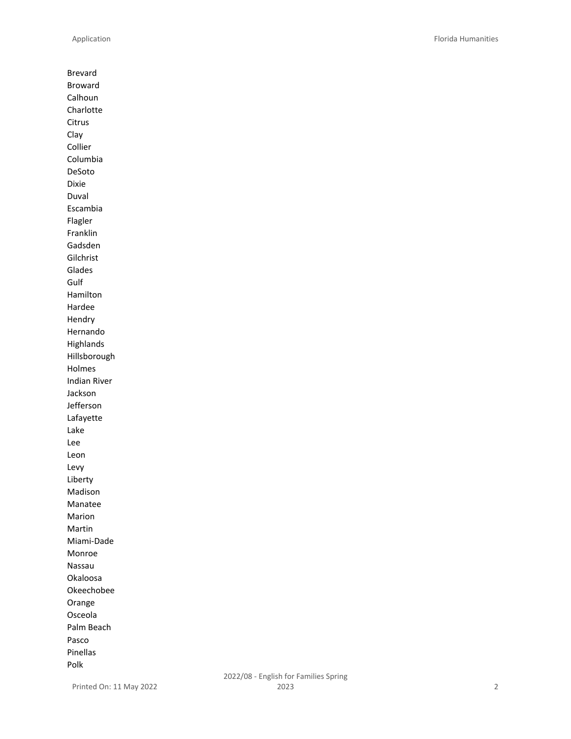Brevard
Broward
Calhoun
Charlotte
Citrus
Clay
Collier
Columbia
DeSoto
Dixie
Duval
Escambia
Flagler
Franklin
Gadsden
Gilchrist
Glades
Gulf
Hamilton
Hardee
Hendry
Hernando
Highlands
Hillsborough
Holmes
Indian River
Jackson
Jefferson
Lafayette
Lake
Lee
Leon
Levy
Liberty
Madison
Manatee
Marion
Martin
Miami-Dade
Monroe
Nassau
Okaloosa
Okeechobee
Orange
Osceola
Palm Beach
Pasco
Pinellas
Polk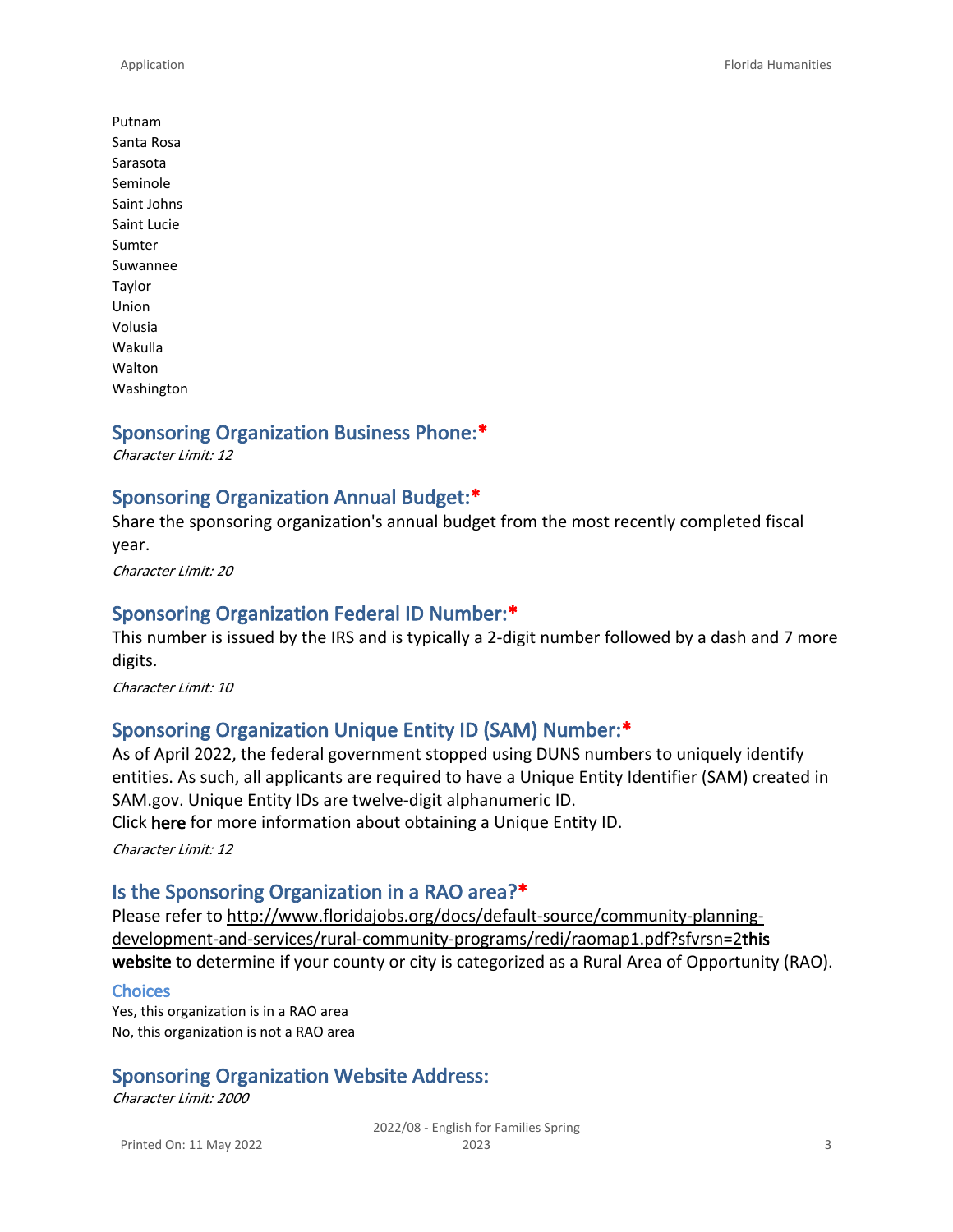Putnam
Santa Rosa
Sarasota
Seminole
Saint Johns
Saint Lucie
Sumter
Suwannee
Taylor
Union
Volusia
Wakulla
Walton
Washington

## Sponsoring Organization Business Phone:*

*Character Limit: 12*

## Sponsoring Organization Annual Budget:*

Share the sponsoring organization's annual budget from the most recently completed fiscal year.

*Character Limit: 20*

## Sponsoring Organization Federal ID Number:*

This number is issued by the IRS and is typically a 2-digit number followed by a dash and 7 more digits.

*Character Limit: 10*

## Sponsoring Organization Unique Entity ID (SAM) Number:*

As of April 2022, the federal government stopped using DUNS numbers to uniquely identify entities. As such, all applicants are required to have a Unique Entity Identifier (SAM) created in SAM.gov. Unique Entity IDs are twelve-digit alphanumeric ID.
Click **here** for more information about obtaining a Unique Entity ID.

*Character Limit: 12*

## Is the Sponsoring Organization in a RAO area?*

Please refer to http://www.floridajobs.org/docs/default-source/community-planning-development-and-services/rural-community-programs/redi/raomap1.pdf?sfvrsn=2**this website** to determine if your county or city is categorized as a Rural Area of Opportunity (RAO).

### Choices

Yes, this organization is in a RAO area
No, this organization is not a RAO area

## Sponsoring Organization Website Address:

*Character Limit: 2000*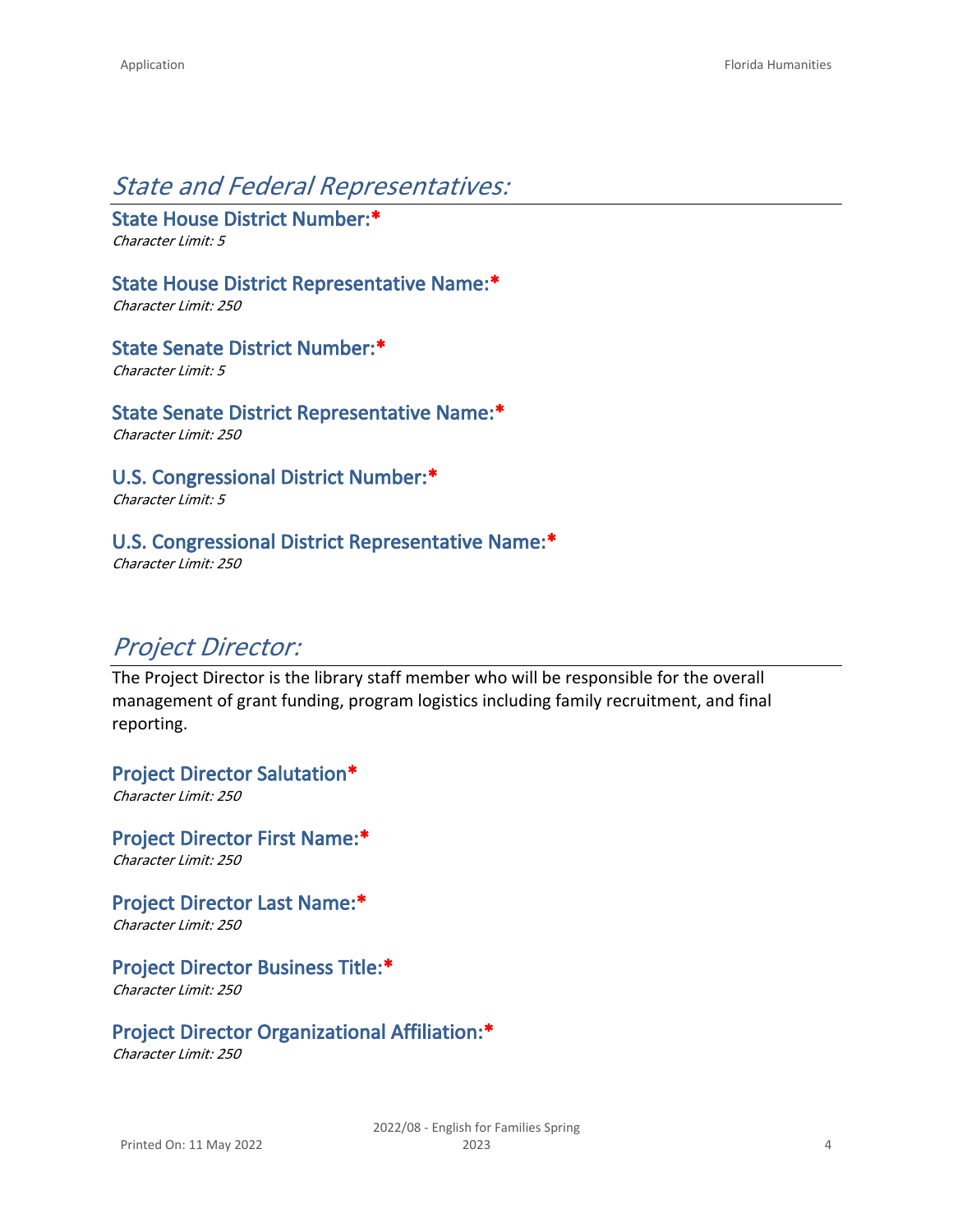## *State and Federal Representatives:*

### State House District Number:*
*Character Limit: 5*

### State House District Representative Name:*
*Character Limit: 250*

### State Senate District Number:*
*Character Limit: 5*

### State Senate District Representative Name:*
*Character Limit: 250*

### U.S. Congressional District Number:*
*Character Limit: 5*

### U.S. Congressional District Representative Name:*
*Character Limit: 250*

## *Project Director:*

The Project Director is the library staff member who will be responsible for the overall management of grant funding, program logistics including family recruitment, and final reporting.

### Project Director Salutation*
*Character Limit: 250*

### Project Director First Name:*
*Character Limit: 250*

### Project Director Last Name:*
*Character Limit: 250*

### Project Director Business Title:*
*Character Limit: 250*

### Project Director Organizational Affiliation:*
*Character Limit: 250*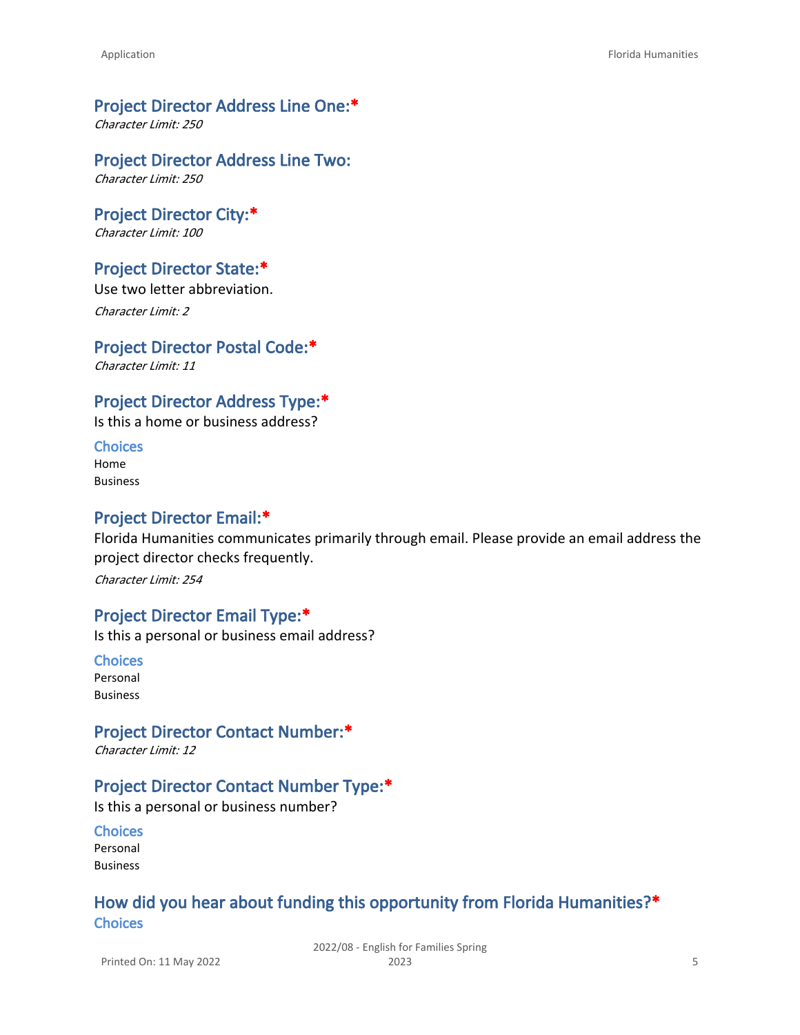### Project Director Address Line One:*
*Character Limit: 250*

### Project Director Address Line Two:
*Character Limit: 250*

### Project Director City:*
*Character Limit: 100*

### Project Director State:*
Use two letter abbreviation.

*Character Limit: 2*

### Project Director Postal Code:*
*Character Limit: 11*

### Project Director Address Type:*
Is this a home or business address?

#### Choices
Home
Business

### Project Director Email:*
Florida Humanities communicates primarily through email. Please provide an email address the project director checks frequently.

*Character Limit: 254*

### Project Director Email Type:*
Is this a personal or business email address?

#### Choices
Personal
Business

### Project Director Contact Number:*
*Character Limit: 12*

### Project Director Contact Number Type:*
Is this a personal or business number?

#### Choices
Personal
Business

### How did you hear about funding this opportunity from Florida Humanities?*
#### Choices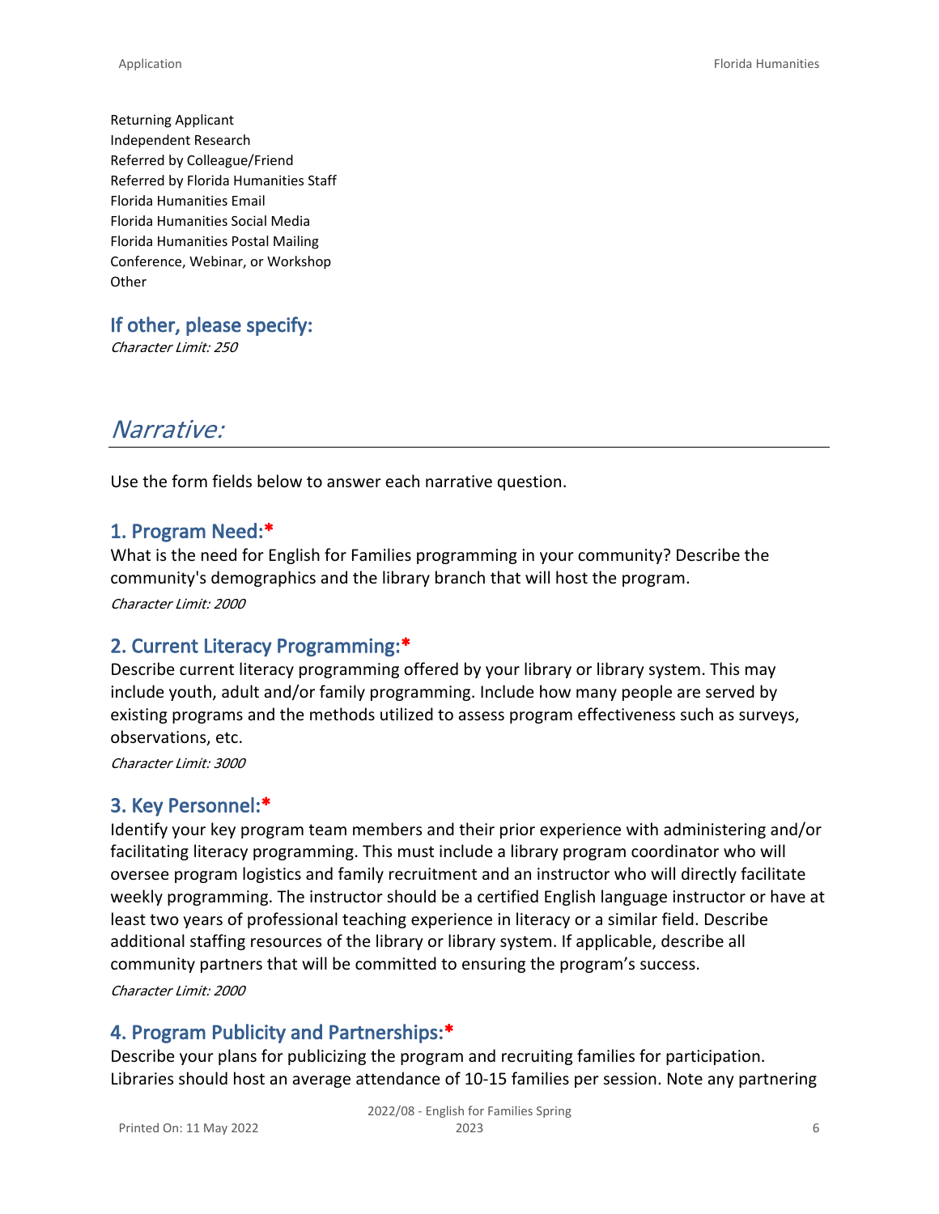Returning Applicant
Independent Research
Referred by Colleague/Friend
Referred by Florida Humanities Staff
Florida Humanities Email
Florida Humanities Social Media
Florida Humanities Postal Mailing
Conference, Webinar, or Workshop
Other

### If other, please specify:

*Character Limit: 250*

## *Narrative:*

Use the form fields below to answer each narrative question.

### 1. Program Need:*

What is the need for English for Families programming in your community? Describe the community's demographics and the library branch that will host the program.

*Character Limit: 2000*

### 2. Current Literacy Programming:*

Describe current literacy programming offered by your library or library system. This may include youth, adult and/or family programming. Include how many people are served by existing programs and the methods utilized to assess program effectiveness such as surveys, observations, etc.

*Character Limit: 3000*

### 3. Key Personnel:*

Identify your key program team members and their prior experience with administering and/or facilitating literacy programming. This must include a library program coordinator who will oversee program logistics and family recruitment and an instructor who will directly facilitate weekly programming. The instructor should be a certified English language instructor or have at least two years of professional teaching experience in literacy or a similar field. Describe additional staffing resources of the library or library system. If applicable, describe all community partners that will be committed to ensuring the program's success.

*Character Limit: 2000*

### 4. Program Publicity and Partnerships:*

Describe your plans for publicizing the program and recruiting families for participation. Libraries should host an average attendance of 10-15 families per session. Note any partnering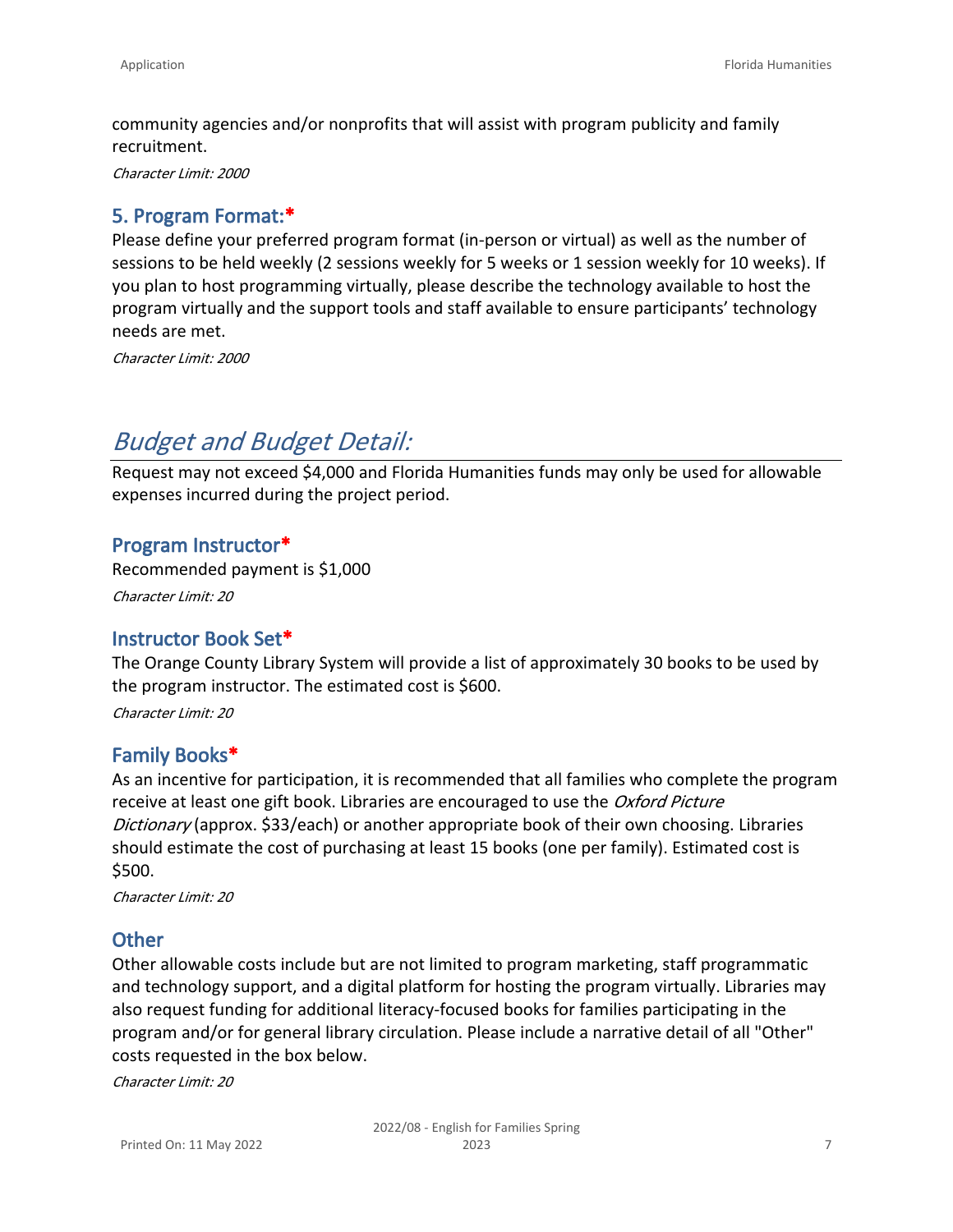community agencies and/or nonprofits that will assist with program publicity and family recruitment.

*Character Limit: 2000*

### 5. Program Format:*

Please define your preferred program format (in-person or virtual) as well as the number of sessions to be held weekly (2 sessions weekly for 5 weeks or 1 session weekly for 10 weeks). If you plan to host programming virtually, please describe the technology available to host the program virtually and the support tools and staff available to ensure participants' technology needs are met.

*Character Limit: 2000*

## *Budget and Budget Detail:*

Request may not exceed $4,000 and Florida Humanities funds may only be used for allowable expenses incurred during the project period.

### Program Instructor*

Recommended payment is $1,000

*Character Limit: 20*

### Instructor Book Set*

The Orange County Library System will provide a list of approximately 30 books to be used by the program instructor. The estimated cost is $600.

*Character Limit: 20*

### Family Books*

As an incentive for participation, it is recommended that all families who complete the program receive at least one gift book. Libraries are encouraged to use the *Oxford Picture Dictionary* (approx. $33/each) or another appropriate book of their own choosing. Libraries should estimate the cost of purchasing at least 15 books (one per family). Estimated cost is $500.

*Character Limit: 20*

### Other

Other allowable costs include but are not limited to program marketing, staff programmatic and technology support, and a digital platform for hosting the program virtually. Libraries may also request funding for additional literacy-focused books for families participating in the program and/or for general library circulation. Please include a narrative detail of all "Other" costs requested in the box below.

*Character Limit: 20*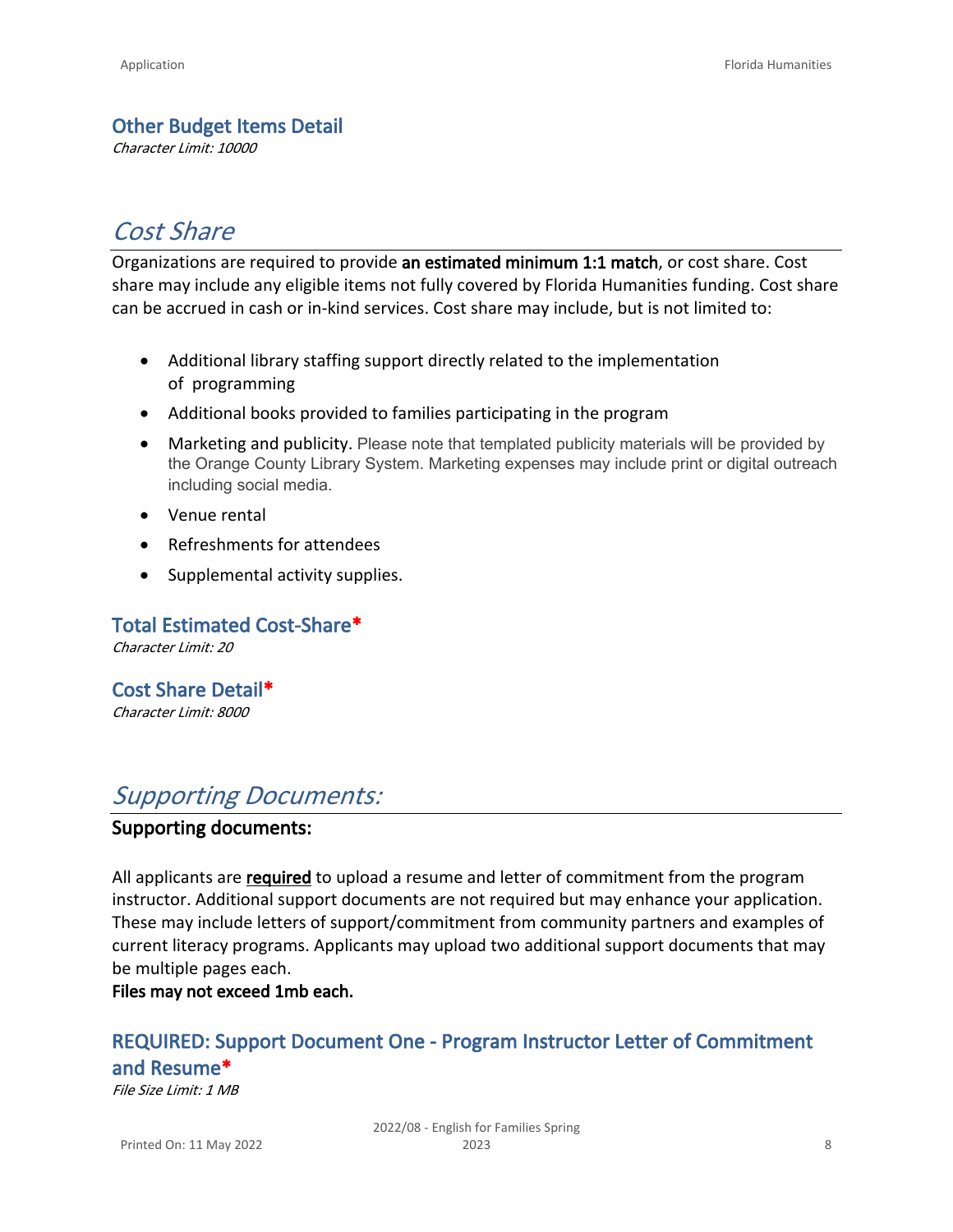### Other Budget Items Detail

*Character Limit: 10000*

## *Cost Share*

Organizations are required to provide **an estimated minimum 1:1 match**, or cost share. Cost share may include any eligible items not fully covered by Florida Humanities funding. Cost share can be accrued in cash or in-kind services. Cost share may include, but is not limited to:

- Additional library staffing support directly related to the implementation of programming
- Additional books provided to families participating in the program
- Marketing and publicity. Please note that templated publicity materials will be provided by the Orange County Library System. Marketing expenses may include print or digital outreach including social media.
- Venue rental
- Refreshments for attendees
- Supplemental activity supplies.

### Total Estimated Cost-Share*

*Character Limit: 20*

### Cost Share Detail*

*Character Limit: 8000*

## *Supporting Documents:*

**Supporting documents:**

All applicants are **required** to upload a resume and letter of commitment from the program instructor. Additional support documents are not required but may enhance your application. These may include letters of support/commitment from community partners and examples of current literacy programs. Applicants may upload two additional support documents that may be multiple pages each.
**Files may not exceed 1mb each.**

### REQUIRED: Support Document One - Program Instructor Letter of Commitment and Resume*

*File Size Limit: 1 MB*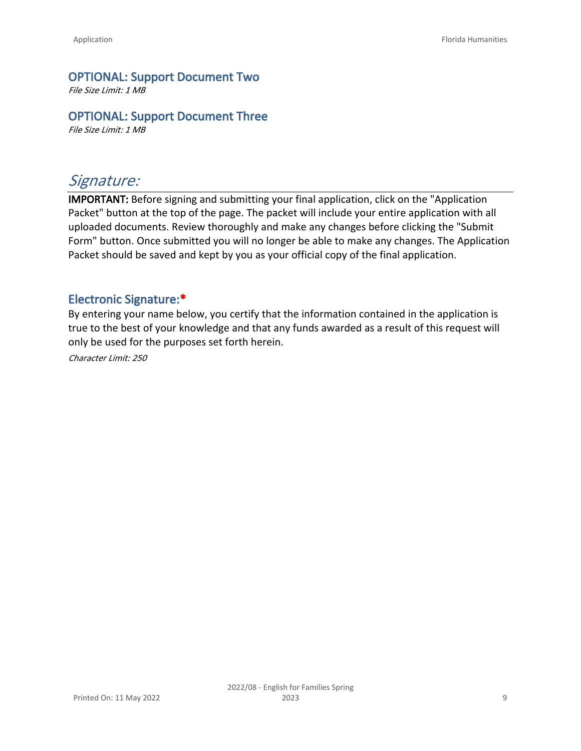### OPTIONAL: Support Document Two

*File Size Limit: 1 MB*

### OPTIONAL: Support Document Three

*File Size Limit: 1 MB*

## *Signature:*

**IMPORTANT:** Before signing and submitting your final application, click on the "Application Packet" button at the top of the page. The packet will include your entire application with all uploaded documents. Review thoroughly and make any changes before clicking the "Submit Form" button. Once submitted you will no longer be able to make any changes. The Application Packet should be saved and kept by you as your official copy of the final application.

### Electronic Signature:*

By entering your name below, you certify that the information contained in the application is true to the best of your knowledge and that any funds awarded as a result of this request will only be used for the purposes set forth herein.

*Character Limit: 250*